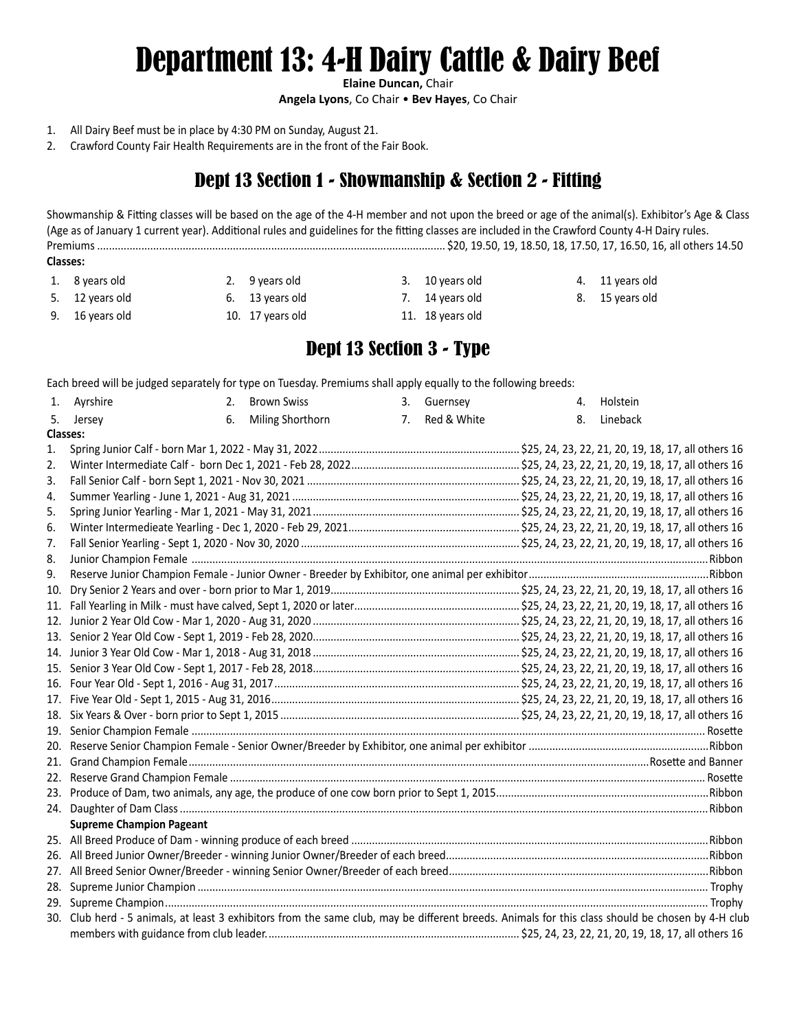# Department 13: 4-H Dairy Cattle & Dairy Beef

**Elaine Duncan,** Chair

**Angela Lyons**, Co Chair • **Bev Hayes**, Co Chair

1. All Dairy Beef must be in place by 4:30 PM on Sunday, August 21.
2. Crawford County Fair Health Requirements are in the front of the Fair Book.

## Dept 13 Section 1 - Showmanship & Section 2 - Fitting

Showmanship & Fitting classes will be based on the age of the 4-H member and not upon the breed or age of the animal(s). Exhibitor's Age & Class (Age as of January 1 current year). Additional rules and guidelines for the fitting classes are included in the Crawford County 4-H Dairy rules.

Premiums ........ $20, 19.50, 19, 18.50, 18, 17.50, 17, 16.50, 16, all others 14.50

**Classes:**

1. 8 years old
2. 9 years old
3. 10 years old
4. 11 years old
5. 12 years old
6. 13 years old
7. 14 years old
8. 15 years old
9. 16 years old
10. 17 years old
11. 18 years old

## Dept 13 Section 3 - Type

Each breed will be judged separately for type on Tuesday. Premiums shall apply equally to the following breeds:

1. Ayrshire
2. Brown Swiss
3. Guernsey
4. Holstein
5. Jersey
6. Miling Shorthorn
7. Red & White
8. Lineback

**Classes:**

1. Spring Junior Calf - born Mar 1, 2022 - May 31, 2022 ........ $25, 24, 23, 22, 21, 20, 19, 18, 17, all others 16
2. Winter Intermediate Calf - born Dec 1, 2021 - Feb 28, 2022 ........ $25, 24, 23, 22, 21, 20, 19, 18, 17, all others 16
3. Fall Senior Calf - born Sept 1, 2021 - Nov 30, 2021 ........ $25, 24, 23, 22, 21, 20, 19, 18, 17, all others 16
4. Summer Yearling - June 1, 2021 - Aug 31, 2021 ........ $25, 24, 23, 22, 21, 20, 19, 18, 17, all others 16
5. Spring Junior Yearling - Mar 1, 2021 - May 31, 2021 ........ $25, 24, 23, 22, 21, 20, 19, 18, 17, all others 16
6. Winter Intermedieate Yearling - Dec 1, 2020 - Feb 29, 2021 ........ $25, 24, 23, 22, 21, 20, 19, 18, 17, all others 16
7. Fall Senior Yearling - Sept 1, 2020 - Nov 30, 2020 ........ $25, 24, 23, 22, 21, 20, 19, 18, 17, all others 16
8. Junior Champion Female ........ Ribbon
9. Reserve Junior Champion Female - Junior Owner - Breeder by Exhibitor, one animal per exhibitor ........ Ribbon
10. Dry Senior 2 Years and over - born prior to Mar 1, 2019 ........ $25, 24, 23, 22, 21, 20, 19, 18, 17, all others 16
11. Fall Yearling in Milk - must have calved, Sept 1, 2020 or later ........ $25, 24, 23, 22, 21, 20, 19, 18, 17, all others 16
12. Junior 2 Year Old Cow - Mar 1, 2020 - Aug 31, 2020 ........ $25, 24, 23, 22, 21, 20, 19, 18, 17, all others 16
13. Senior 2 Year Old Cow - Sept 1, 2019 - Feb 28, 2020 ........ $25, 24, 23, 22, 21, 20, 19, 18, 17, all others 16
14. Junior 3 Year Old Cow - Mar 1, 2018 - Aug 31, 2018 ........ $25, 24, 23, 22, 21, 20, 19, 18, 17, all others 16
15. Senior 3 Year Old Cow - Sept 1, 2017 - Feb 28, 2018 ........ $25, 24, 23, 22, 21, 20, 19, 18, 17, all others 16
16. Four Year Old - Sept 1, 2016 - Aug 31, 2017 ........ $25, 24, 23, 22, 21, 20, 19, 18, 17, all others 16
17. Five Year Old - Sept 1, 2015 - Aug 31, 2016 ........ $25, 24, 23, 22, 21, 20, 19, 18, 17, all others 16
18. Six Years & Over - born prior to Sept 1, 2015 ........ $25, 24, 23, 22, 21, 20, 19, 18, 17, all others 16
19. Senior Champion Female ........ Rosette
20. Reserve Senior Champion Female - Senior Owner/Breeder by Exhibitor, one animal per exhibitor ........ Ribbon
21. Grand Champion Female ........ Rosette and Banner
22. Reserve Grand Champion Female ........ Rosette
23. Produce of Dam, two animals, any age, the produce of one cow born prior to Sept 1, 2015 ........ Ribbon
24. Daughter of Dam Class ........ Ribbon

**Supreme Champion Pageant**

25. All Breed Produce of Dam - winning produce of each breed ........ Ribbon
26. All Breed Junior Owner/Breeder - winning Junior Owner/Breeder of each breed ........ Ribbon
27. All Breed Senior Owner/Breeder - winning Senior Owner/Breeder of each breed ........ Ribbon
28. Supreme Junior Champion ........ Trophy
29. Supreme Champion ........ Trophy
30. Club herd - 5 animals, at least 3 exhibitors from the same club, may be different breeds. Animals for this class should be chosen by 4-H club members with guidance from club leader. ........ $25, 24, 23, 22, 21, 20, 19, 18, 17, all others 16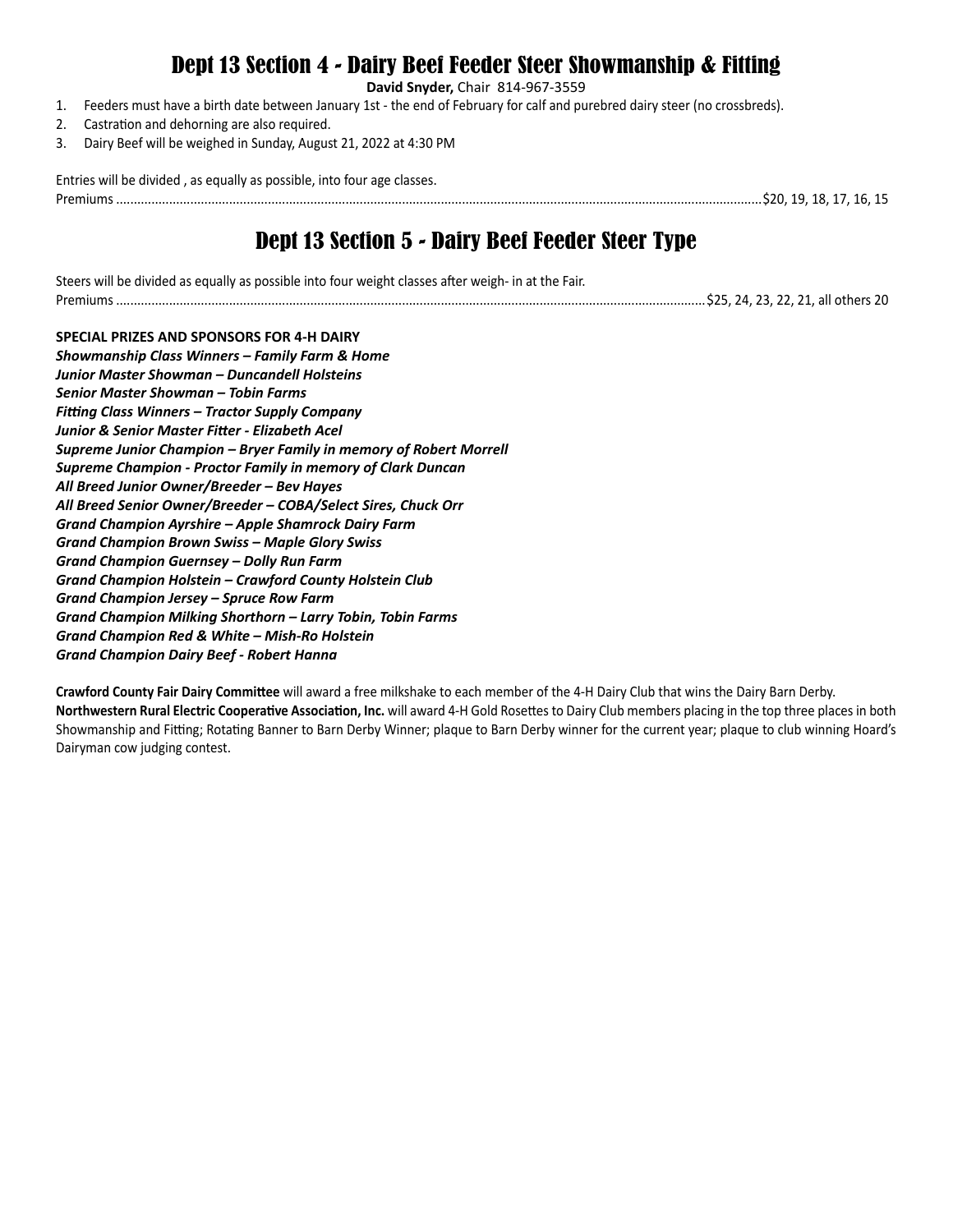## Dept 13 Section 4 - Dairy Beef Feeder Steer Showmanship & Fitting

**David Snyder,** Chair 814-967-3559

1. Feeders must have a birth date between January 1st - the end of February for calf and purebred dairy steer (no crossbreds).
2. Castration and dehorning are also required.
3. Dairy Beef will be weighed in Sunday, August 21, 2022 at 4:30 PM

Entries will be divided , as equally as possible, into four age classes.
Premiums ........................................................................................................ $20, 19, 18, 17, 16, 15

## Dept 13 Section 5 - Dairy Beef Feeder Steer Type

Steers will be divided as equally as possible into four weight classes after weigh- in at the Fair.
Premiums ........................................................................................................ $25, 24, 23, 22, 21, all others 20

**SPECIAL PRIZES AND SPONSORS FOR 4-H DAIRY**

***Showmanship Class Winners – Family Farm & Home***
***Junior Master Showman – Duncandell Holsteins***
***Senior Master Showman – Tobin Farms***
***Fitting Class Winners – Tractor Supply Company***
***Junior & Senior Master Fitter - Elizabeth Acel***
***Supreme Junior Champion – Bryer Family in memory of Robert Morrell***
***Supreme Champion - Proctor Family in memory of Clark Duncan***
***All Breed Junior Owner/Breeder – Bev Hayes***
***All Breed Senior Owner/Breeder – COBA/Select Sires, Chuck Orr***
***Grand Champion Ayrshire – Apple Shamrock Dairy Farm***
***Grand Champion Brown Swiss – Maple Glory Swiss***
***Grand Champion Guernsey – Dolly Run Farm***
***Grand Champion Holstein – Crawford County Holstein Club***
***Grand Champion Jersey – Spruce Row Farm***
***Grand Champion Milking Shorthorn – Larry Tobin, Tobin Farms***
***Grand Champion Red & White – Mish-Ro Holstein***
***Grand Champion Dairy Beef - Robert Hanna***

**Crawford County Fair Dairy Committee** will award a free milkshake to each member of the 4-H Dairy Club that wins the Dairy Barn Derby.
**Northwestern Rural Electric Cooperative Association, Inc.** will award 4-H Gold Rosettes to Dairy Club members placing in the top three places in both Showmanship and Fitting; Rotating Banner to Barn Derby Winner; plaque to Barn Derby winner for the current year; plaque to club winning Hoard's Dairyman cow judging contest.